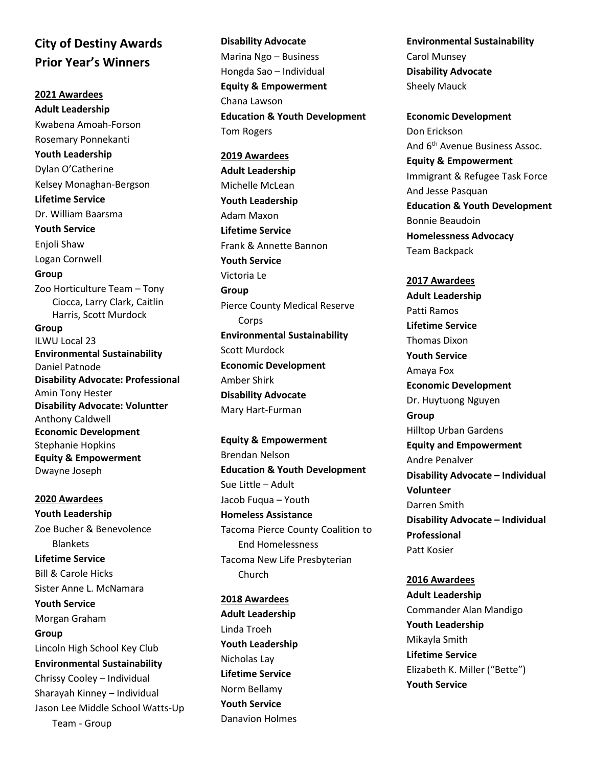# City of Destiny Awards
# Prior Year's Winners

## 2021 Awardees

**Adult Leadership**
Kwabena Amoah-Forson
Rosemary Ponnekanti

**Youth Leadership**
Dylan O'Catherine
Kelsey Monaghan-Bergson

**Lifetime Service**
Dr. William Baarsma

**Youth Service**
Enjoli Shaw
Logan Cornwell

**Group**
Zoo Horticulture Team – Tony Ciocca, Larry Clark, Caitlin Harris, Scott Murdock

**Group**
ILWU Local 23

**Environmental Sustainability**
Daniel Patnode

**Disability Advocate: Professional**
Amin Tony Hester

**Disability Advocate: Voluntter**
Anthony Caldwell

**Economic Development**
Stephanie Hopkins

**Equity & Empowerment**
Dwayne Joseph

## 2020 Awardees

**Youth Leadership**
Zoe Bucher & Benevolence Blankets

**Lifetime Service**
Bill & Carole Hicks
Sister Anne L. McNamara

**Youth Service**
Morgan Graham

**Group**
Lincoln High School Key Club

**Environmental Sustainability**
Chrissy Cooley – Individual
Sharayah Kinney – Individual
Jason Lee Middle School Watts-Up Team - Group

**Disability Advocate**
Marina Ngo – Business
Hongda Sao – Individual

**Equity & Empowerment**
Chana Lawson

**Education & Youth Development**
Tom Rogers

## 2019 Awardees

**Adult Leadership**
Michelle McLean

**Youth Leadership**
Adam Maxon

**Lifetime Service**
Frank & Annette Bannon

**Youth Service**
Victoria Le

**Group**
Pierce County Medical Reserve Corps

**Environmental Sustainability**
Scott Murdock

**Economic Development**
Amber Shirk

**Disability Advocate**
Mary Hart-Furman

**Equity & Empowerment**
Brendan Nelson

**Education & Youth Development**
Sue Little – Adult
Jacob Fuqua – Youth

**Homeless Assistance**
Tacoma Pierce County Coalition to End Homelessness
Tacoma New Life Presbyterian Church

## 2018 Awardees

**Adult Leadership**
Linda Troeh

**Youth Leadership**
Nicholas Lay

**Lifetime Service**
Norm Bellamy

**Youth Service**
Danavion Holmes

**Environmental Sustainability**
Carol Munsey

**Disability Advocate**
Sheely Mauck

**Economic Development**
Don Erickson
And 6th Avenue Business Assoc.

**Equity & Empowerment**
Immigrant & Refugee Task Force
And Jesse Pasquan

**Education & Youth Development**
Bonnie Beaudoin

**Homelessness Advocacy**
Team Backpack

## 2017 Awardees

**Adult Leadership**
Patti Ramos

**Lifetime Service**
Thomas Dixon

**Youth Service**
Amaya Fox

**Economic Development**
Dr. Huytuong Nguyen

**Group**
Hilltop Urban Gardens

**Equity and Empowerment**
Andre Penalver

**Disability Advocate – Individual Volunteer**
Darren Smith

**Disability Advocate – Individual Professional**
Patt Kosier

## 2016 Awardees

**Adult Leadership**
Commander Alan Mandigo

**Youth Leadership**
Mikayla Smith

**Lifetime Service**
Elizabeth K. Miller ("Bette")

**Youth Service**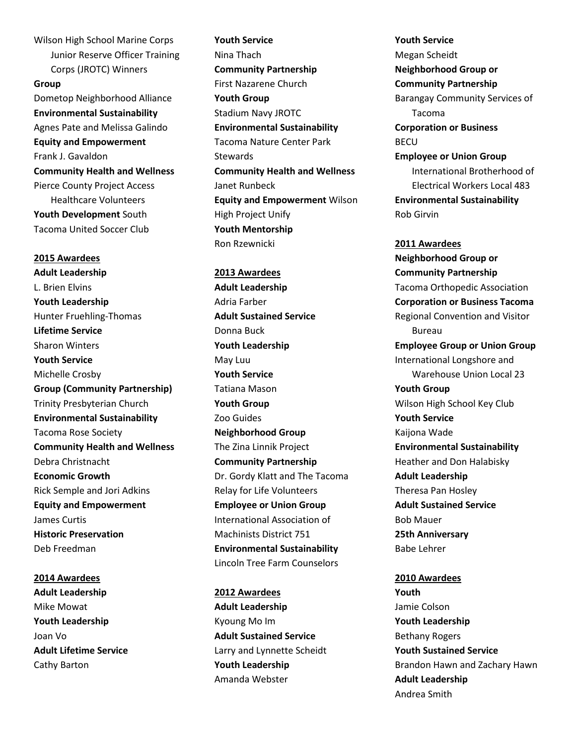Wilson High School Marine Corps Junior Reserve Officer Training Corps (JROTC) Winners

**Group**

Dometop Neighborhood Alliance

**Environmental Sustainability**

Agnes Pate and Melissa Galindo

**Equity and Empowerment**

Frank J. Gavaldon

**Community Health and Wellness**

Pierce County Project Access Healthcare Volunteers

**Youth Development** South Tacoma United Soccer Club

## 2015 Awardees

**Adult Leadership**

L. Brien Elvins

**Youth Leadership**

Hunter Fruehling-Thomas

**Lifetime Service**

Sharon Winters

**Youth Service**

Michelle Crosby

**Group (Community Partnership)**

Trinity Presbyterian Church

**Environmental Sustainability**

Tacoma Rose Society

**Community Health and Wellness**

Debra Christnacht

**Economic Growth**

Rick Semple and Jori Adkins

**Equity and Empowerment**

James Curtis

**Historic Preservation**

Deb Freedman

## 2014 Awardees

**Adult Leadership**

Mike Mowat

**Youth Leadership**

Joan Vo

**Adult Lifetime Service**

Cathy Barton

**Youth Service**

Nina Thach

**Community Partnership**

First Nazarene Church

**Youth Group**

Stadium Navy JROTC

**Environmental Sustainability**

Tacoma Nature Center Park Stewards

**Community Health and Wellness**

Janet Runbeck

**Equity and Empowerment** Wilson High Project Unify

**Youth Mentorship**

Ron Rzewnicki

## 2013 Awardees

**Adult Leadership**

Adria Farber

**Adult Sustained Service**

Donna Buck

**Youth Leadership**

May Luu

**Youth Service**

Tatiana Mason

**Youth Group**

Zoo Guides

**Neighborhood Group**

The Zina Linnik Project

**Community Partnership**

Dr. Gordy Klatt and The Tacoma Relay for Life Volunteers

**Employee or Union Group**

International Association of Machinists District 751

**Environmental Sustainability**

Lincoln Tree Farm Counselors

## 2012 Awardees

**Adult Leadership**

Kyoung Mo Im

**Adult Sustained Service**

Larry and Lynnette Scheidt

**Youth Leadership**

Amanda Webster

**Youth Service**

Megan Scheidt

**Neighborhood Group or Community Partnership**

Barangay Community Services of Tacoma

**Corporation or Business**

BECU

**Employee or Union Group**

International Brotherhood of Electrical Workers Local 483

**Environmental Sustainability**

Rob Girvin

## 2011 Awardees

**Neighborhood Group or Community Partnership**

Tacoma Orthopedic Association

**Corporation or Business Tacoma** Regional Convention and Visitor Bureau

**Employee Group or Union Group**

International Longshore and Warehouse Union Local 23

**Youth Group**

Wilson High School Key Club

**Youth Service**

Kaijona Wade

**Environmental Sustainability**

Heather and Don Halabisky

**Adult Leadership**

Theresa Pan Hosley

**Adult Sustained Service**

Bob Mauer

**25th Anniversary**

Babe Lehrer

## 2010 Awardees

**Youth**

Jamie Colson

**Youth Leadership**

Bethany Rogers

**Youth Sustained Service**

Brandon Hawn and Zachary Hawn

**Adult Leadership**

Andrea Smith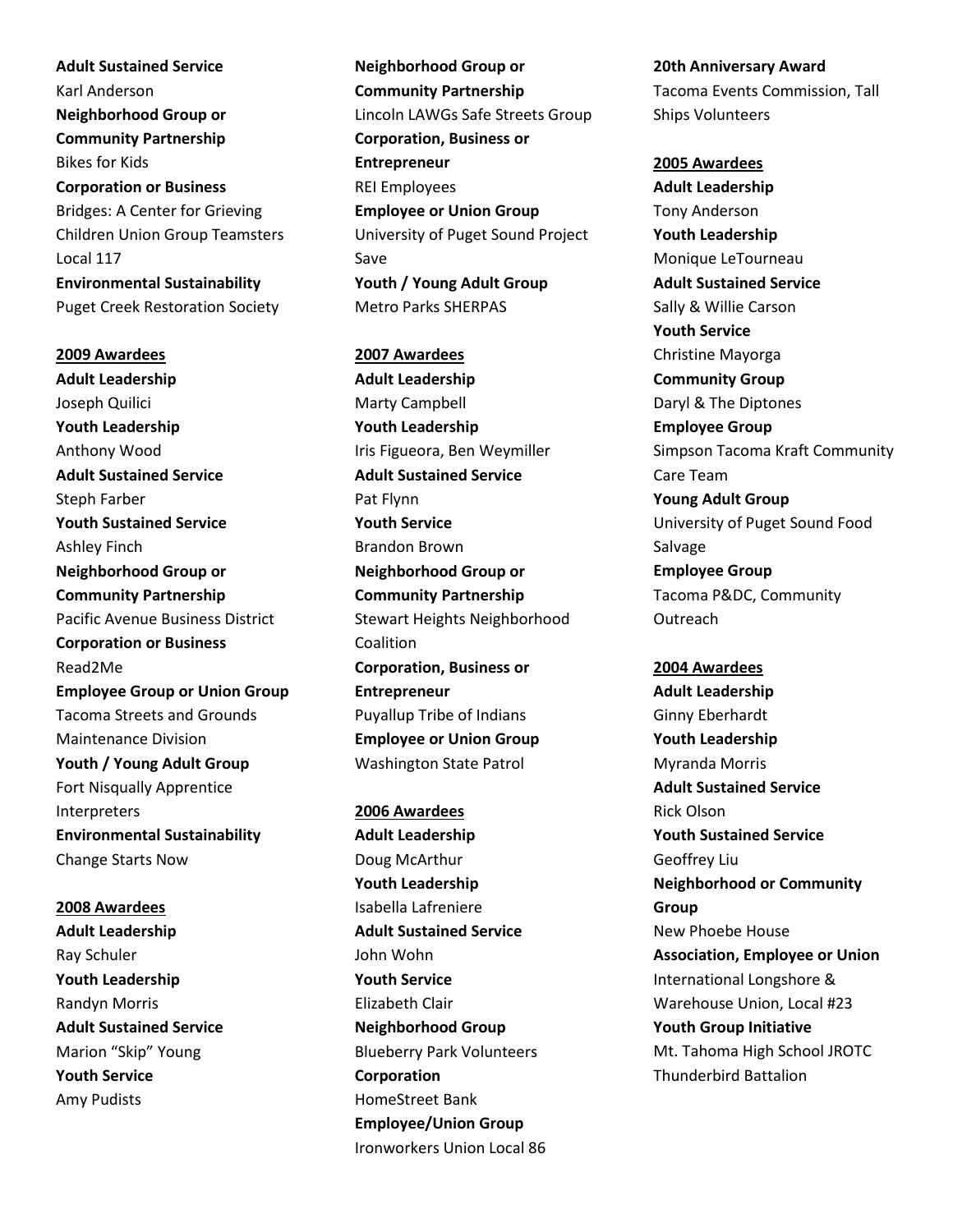**Adult Sustained Service**
Karl Anderson
**Neighborhood Group or Community Partnership**
Bikes for Kids
**Corporation or Business**
Bridges: A Center for Grieving Children Union Group Teamsters Local 117
**Environmental Sustainability**
Puget Creek Restoration Society

**2009 Awardees**

**Adult Leadership**
Joseph Quilici
**Youth Leadership**
Anthony Wood
**Adult Sustained Service**
Steph Farber
**Youth Sustained Service**
Ashley Finch
**Neighborhood Group or Community Partnership**
Pacific Avenue Business District
**Corporation or Business**
Read2Me
**Employee Group or Union Group**
Tacoma Streets and Grounds Maintenance Division
**Youth / Young Adult Group**
Fort Nisqually Apprentice Interpreters
**Environmental Sustainability**
Change Starts Now

**2008 Awardees**

**Adult Leadership**
Ray Schuler
**Youth Leadership**
Randyn Morris
**Adult Sustained Service**
Marion "Skip" Young
**Youth Service**
Amy Pudists
**Neighborhood Group or Community Partnership**
Lincoln LAWGs Safe Streets Group
**Corporation, Business or Entrepreneur**
REI Employees
**Employee or Union Group**
University of Puget Sound Project Save
**Youth / Young Adult Group**
Metro Parks SHERPAS

**2007 Awardees**

**Adult Leadership**
Marty Campbell
**Youth Leadership**
Iris Figueora, Ben Weymiller
**Adult Sustained Service**
Pat Flynn
**Youth Service**
Brandon Brown
**Neighborhood Group or Community Partnership**
Stewart Heights Neighborhood Coalition
**Corporation, Business or Entrepreneur**
Puyallup Tribe of Indians
**Employee or Union Group**
Washington State Patrol

**2006 Awardees**

**Adult Leadership**
Doug McArthur
**Youth Leadership**
Isabella Lafreniere
**Adult Sustained Service**
John Wohn
**Youth Service**
Elizabeth Clair
**Neighborhood Group**
Blueberry Park Volunteers
**Corporation**
HomeStreet Bank
**Employee/Union Group**
Ironworkers Union Local 86
**20th Anniversary Award**
Tacoma Events Commission, Tall Ships Volunteers

**2005 Awardees**

**Adult Leadership**
Tony Anderson
**Youth Leadership**
Monique LeTourneau
**Adult Sustained Service**
Sally & Willie Carson
**Youth Service**
Christine Mayorga
**Community Group**
Daryl & The Diptones
**Employee Group**
Simpson Tacoma Kraft Community Care Team
**Young Adult Group**
University of Puget Sound Food Salvage
**Employee Group**
Tacoma P&DC, Community Outreach

**2004 Awardees**

**Adult Leadership**
Ginny Eberhardt
**Youth Leadership**
Myranda Morris
**Adult Sustained Service**
Rick Olson
**Youth Sustained Service**
Geoffrey Liu
**Neighborhood or Community Group**
New Phoebe House
**Association, Employee or Union**
International Longshore & Warehouse Union, Local #23
**Youth Group Initiative**
Mt. Tahoma High School JROTC Thunderbird Battalion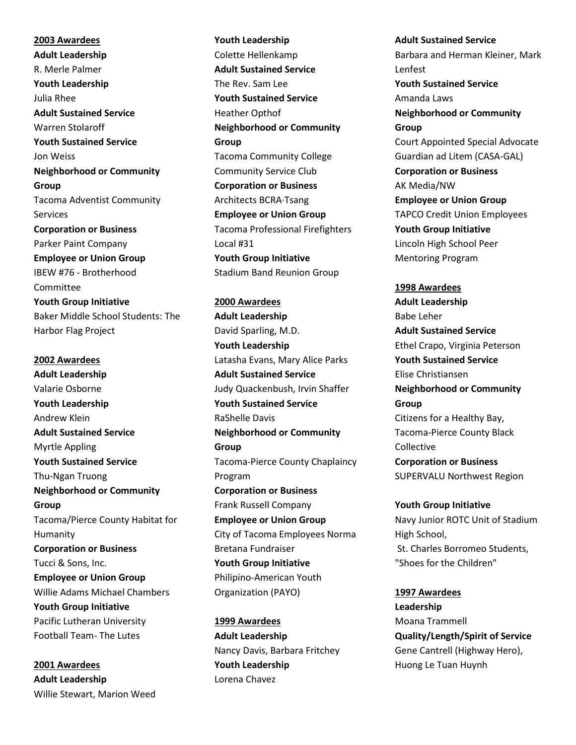**2003 Awardees**

**Adult Leadership**
R. Merle Palmer

**Youth Leadership**
Julia Rhee

**Adult Sustained Service**
Warren Stolaroff

**Youth Sustained Service**
Jon Weiss

**Neighborhood or Community Group**
Tacoma Adventist Community Services

**Corporation or Business**
Parker Paint Company

**Employee or Union Group**
IBEW #76 - Brotherhood Committee

**Youth Group Initiative**
Baker Middle School Students: The Harbor Flag Project

**2002 Awardees**

**Adult Leadership**
Valarie Osborne

**Youth Leadership**
Andrew Klein

**Adult Sustained Service**
Myrtle Appling

**Youth Sustained Service**
Thu-Ngan Truong

**Neighborhood or Community Group**
Tacoma/Pierce County Habitat for Humanity

**Corporation or Business**
Tucci & Sons, Inc.

**Employee or Union Group**
Willie Adams Michael Chambers

**Youth Group Initiative**
Pacific Lutheran University Football Team- The Lutes

**2001 Awardees**

**Adult Leadership**
Willie Stewart, Marion Weed

**Youth Leadership**
Colette Hellenkamp

**Adult Sustained Service**
The Rev. Sam Lee

**Youth Sustained Service**
Heather Opthof

**Neighborhood or Community Group**
Tacoma Community College Community Service Club

**Corporation or Business**
Architects BCRA·Tsang

**Employee or Union Group**
Tacoma Professional Firefighters Local #31

**Youth Group Initiative**
Stadium Band Reunion Group

**2000 Awardees**

**Adult Leadership**
David Sparling, M.D.

**Youth Leadership**
Latasha Evans, Mary Alice Parks

**Adult Sustained Service**
Judy Quackenbush, Irvin Shaffer

**Youth Sustained Service**
RaShelle Davis

**Neighborhood or Community Group**
Tacoma-Pierce County Chaplaincy Program

**Corporation or Business**
Frank Russell Company

**Employee or Union Group**
City of Tacoma Employees Norma Bretana Fundraiser

**Youth Group Initiative**
Philipino-American Youth Organization (PAYO)

**1999 Awardees**

**Adult Leadership**
Nancy Davis, Barbara Fritchey

**Youth Leadership**
Lorena Chavez

**Adult Sustained Service**
Barbara and Herman Kleiner, Mark Lenfest

**Youth Sustained Service**
Amanda Laws

**Neighborhood or Community Group**
Court Appointed Special Advocate Guardian ad Litem (CASA-GAL)

**Corporation or Business**
AK Media/NW

**Employee or Union Group**
TAPCO Credit Union Employees

**Youth Group Initiative**
Lincoln High School Peer Mentoring Program

**1998 Awardees**

**Adult Leadership**
Babe Leher

**Adult Sustained Service**
Ethel Crapo, Virginia Peterson

**Youth Sustained Service**
Elise Christiansen

**Neighborhood or Community Group**
Citizens for a Healthy Bay, Tacoma-Pierce County Black Collective

**Corporation or Business**
SUPERVALU Northwest Region

**Youth Group Initiative**
Navy Junior ROTC Unit of Stadium High School,
St. Charles Borromeo Students, "Shoes for the Children"

**1997 Awardees**

**Leadership**
Moana Trammell

**Quality/Length/Spirit of Service**
Gene Cantrell (Highway Hero), Huong Le Tuan Huynh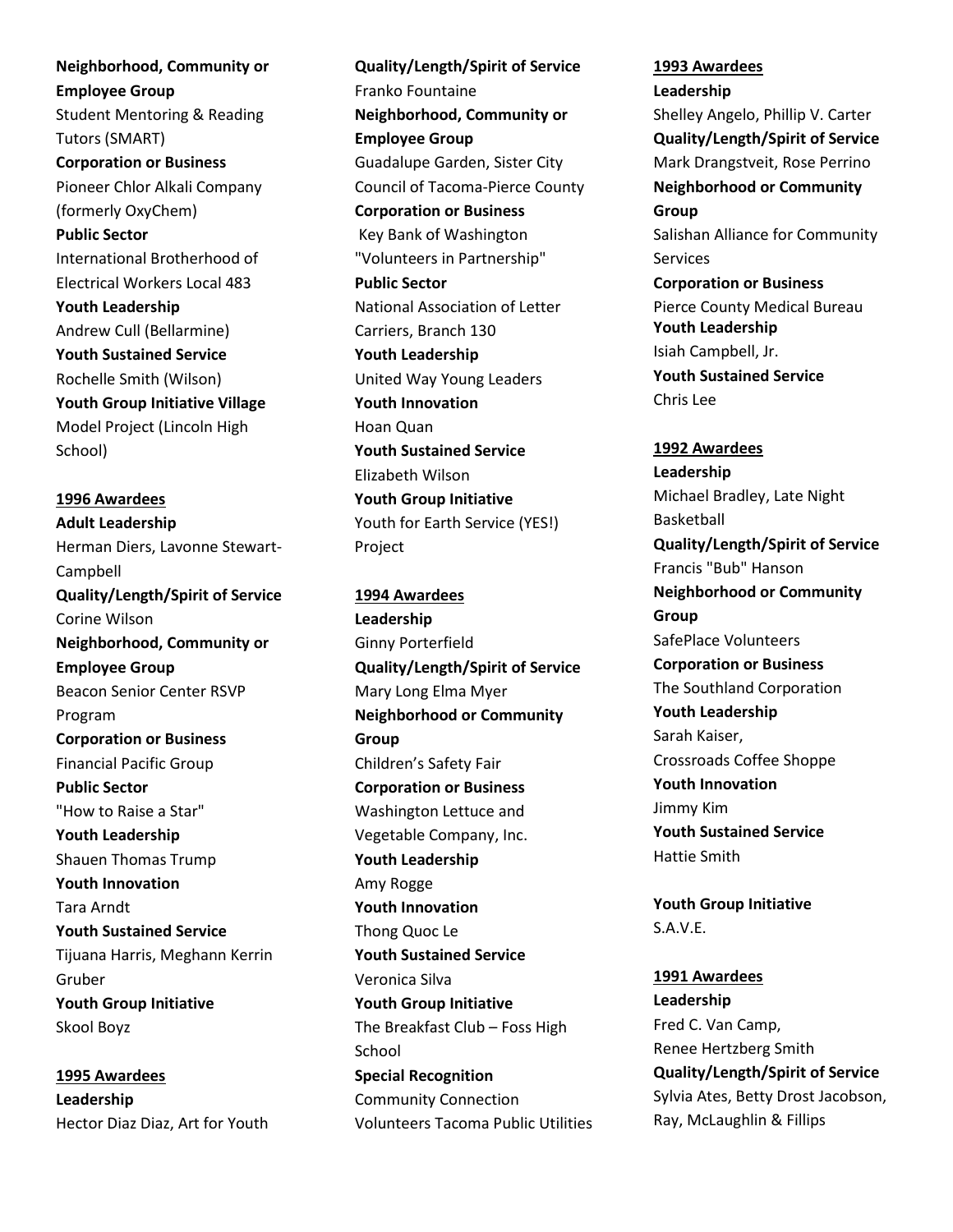**Neighborhood, Community or Employee Group**
Student Mentoring & Reading Tutors (SMART)
**Corporation or Business**
Pioneer Chlor Alkali Company (formerly OxyChem)
**Public Sector**
International Brotherhood of Electrical Workers Local 483
**Youth Leadership**
Andrew Cull (Bellarmine)
**Youth Sustained Service**
Rochelle Smith (Wilson)
**Youth Group Initiative Village**
Model Project (Lincoln High School)

## 1996 Awardees

**Adult Leadership**
Herman Diers, Lavonne Stewart-Campbell
**Quality/Length/Spirit of Service**
Corine Wilson
**Neighborhood, Community or Employee Group**
Beacon Senior Center RSVP Program
**Corporation or Business**
Financial Pacific Group
**Public Sector**
"How to Raise a Star"
**Youth Leadership**
Shauen Thomas Trump
**Youth Innovation**
Tara Arndt
**Youth Sustained Service**
Tijuana Harris, Meghann Kerrin Gruber
**Youth Group Initiative**
Skool Boyz

## 1995 Awardees

**Leadership**
Hector Diaz Diaz, Art for Youth
**Quality/Length/Spirit of Service**
Franko Fountaine
**Neighborhood, Community or Employee Group**
Guadalupe Garden, Sister City Council of Tacoma-Pierce County
**Corporation or Business**
Key Bank of Washington "Volunteers in Partnership"
**Public Sector**
National Association of Letter Carriers, Branch 130
**Youth Leadership**
United Way Young Leaders
**Youth Innovation**
Hoan Quan
**Youth Sustained Service**
Elizabeth Wilson
**Youth Group Initiative**
Youth for Earth Service (YES!) Project

## 1994 Awardees

**Leadership**
Ginny Porterfield
**Quality/Length/Spirit of Service**
Mary Long Elma Myer
**Neighborhood or Community Group**
Children's Safety Fair
**Corporation or Business**
Washington Lettuce and Vegetable Company, Inc.
**Youth Leadership**
Amy Rogge
**Youth Innovation**
Thong Quoc Le
**Youth Sustained Service**
Veronica Silva
**Youth Group Initiative**
The Breakfast Club – Foss High School
**Special Recognition**
Community Connection Volunteers Tacoma Public Utilities

## 1993 Awardees

**Leadership**
Shelley Angelo, Phillip V. Carter
**Quality/Length/Spirit of Service**
Mark Drangstveit, Rose Perrino
**Neighborhood or Community Group**
Salishan Alliance for Community Services
**Corporation or Business**
Pierce County Medical Bureau
**Youth Leadership**
Isiah Campbell, Jr.
**Youth Sustained Service**
Chris Lee

## 1992 Awardees

**Leadership**
Michael Bradley, Late Night Basketball
**Quality/Length/Spirit of Service**
Francis "Bub" Hanson
**Neighborhood or Community Group**
SafePlace Volunteers
**Corporation or Business**
The Southland Corporation
**Youth Leadership**
Sarah Kaiser, Crossroads Coffee Shoppe
**Youth Innovation**
Jimmy Kim
**Youth Sustained Service**
Hattie Smith

**Youth Group Initiative**
S.A.V.E.

## 1991 Awardees

**Leadership**
Fred C. Van Camp, Renee Hertzberg Smith
**Quality/Length/Spirit of Service**
Sylvia Ates, Betty Drost Jacobson, Ray, McLaughlin & Fillips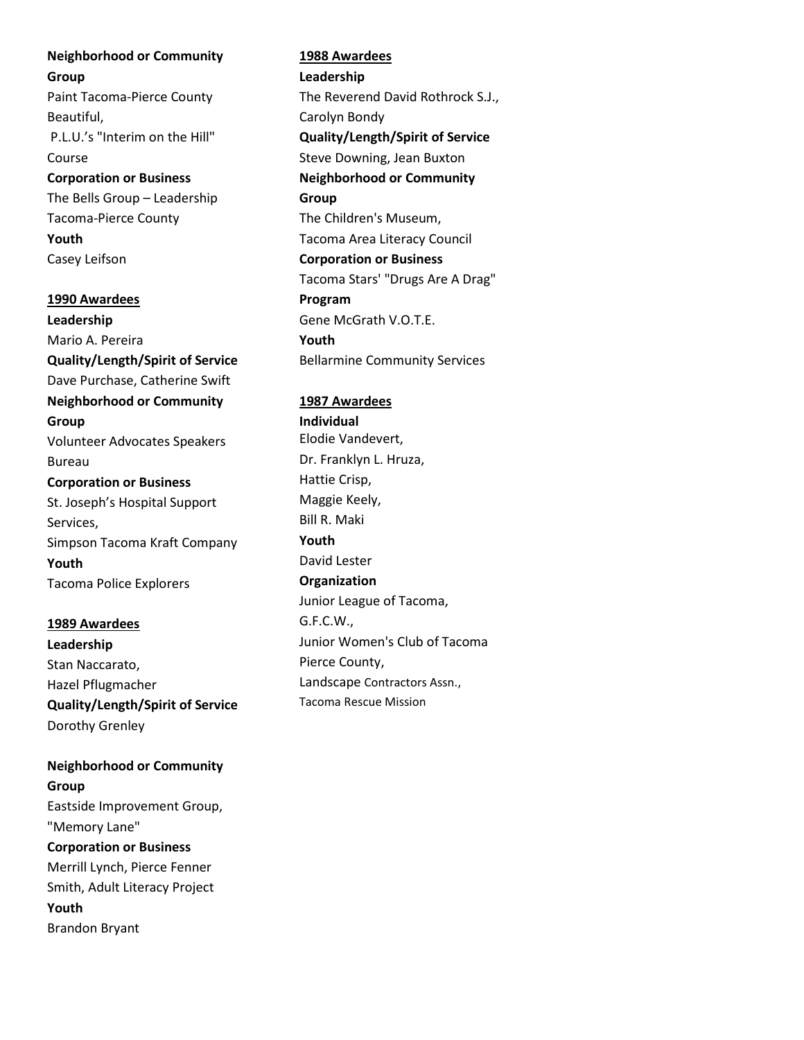**Neighborhood or Community Group**
Paint Tacoma-Pierce County Beautiful,
P.L.U.'s "Interim on the Hill" Course

**Corporation or Business**
The Bells Group – Leadership Tacoma-Pierce County

**Youth**
Casey Leifson

**1990 Awardees**

**Leadership**
Mario A. Pereira

**Quality/Length/Spirit of Service**
Dave Purchase, Catherine Swift

**Neighborhood or Community Group**
Volunteer Advocates Speakers Bureau

**Corporation or Business**
St. Joseph's Hospital Support Services,
Simpson Tacoma Kraft Company

**Youth**
Tacoma Police Explorers

**1989 Awardees**

**Leadership**
Stan Naccarato,
Hazel Pflugmacher

**Quality/Length/Spirit of Service**
Dorothy Grenley

**Neighborhood or Community Group**
Eastside Improvement Group,
"Memory Lane"

**Corporation or Business**
Merrill Lynch, Pierce Fenner Smith, Adult Literacy Project

**Youth**
Brandon Bryant

**1988 Awardees**

**Leadership**
The Reverend David Rothrock S.J.,
Carolyn Bondy

**Quality/Length/Spirit of Service**
Steve Downing, Jean Buxton

**Neighborhood or Community Group**
The Children's Museum,
Tacoma Area Literacy Council

**Corporation or Business**
Tacoma Stars' "Drugs Are A Drag" Program
Gene McGrath V.O.T.E.

**Youth**
Bellarmine Community Services

**1987 Awardees**

**Individual**
Elodie Vandevert,
Dr. Franklyn L. Hruza,
Hattie Crisp,
Maggie Keely,
Bill R. Maki

**Youth**
David Lester

**Organization**
Junior League of Tacoma,
G.F.C.W.,
Junior Women's Club of Tacoma Pierce County,
Landscape Contractors Assn.,
Tacoma Rescue Mission